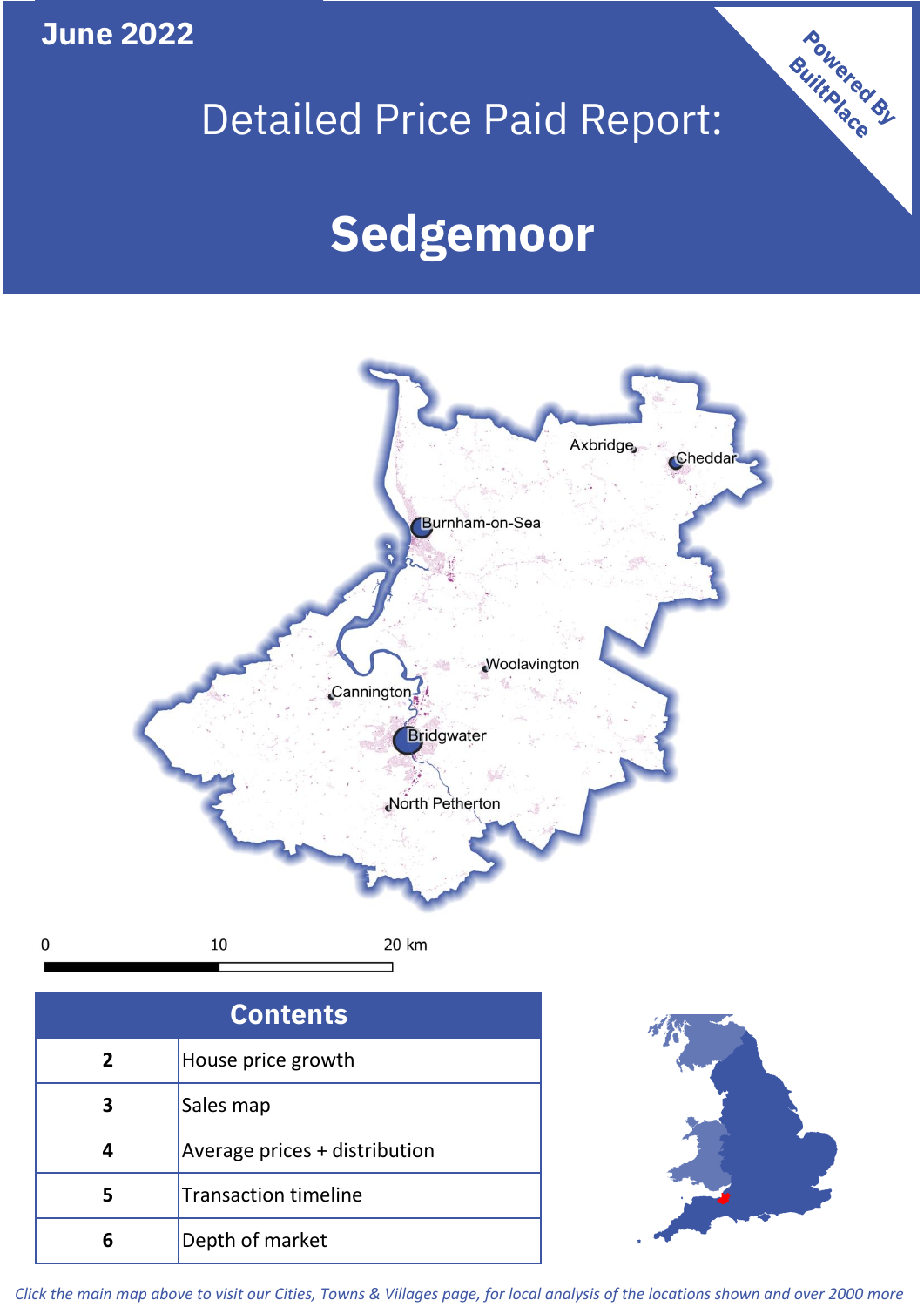June 2022

# Detailed Price Paid Report:

# Sedgemoor

Powered By BuiltPlace

Axbridge
Cheddar
Burnham-on-Sea
Woolavington
Cannington
Bridgwater
North Petherton

0 10 20 km

| Contents | |
|---|---|
| 2 | House price growth |
| 3 | Sales map |
| 4 | Average prices + distribution |
| 5 | Transaction timeline |
| 6 | Depth of market |

*Click the main map above to visit our Cities, Towns & Villages page, for local analysis of the locations shown and over 2000 more*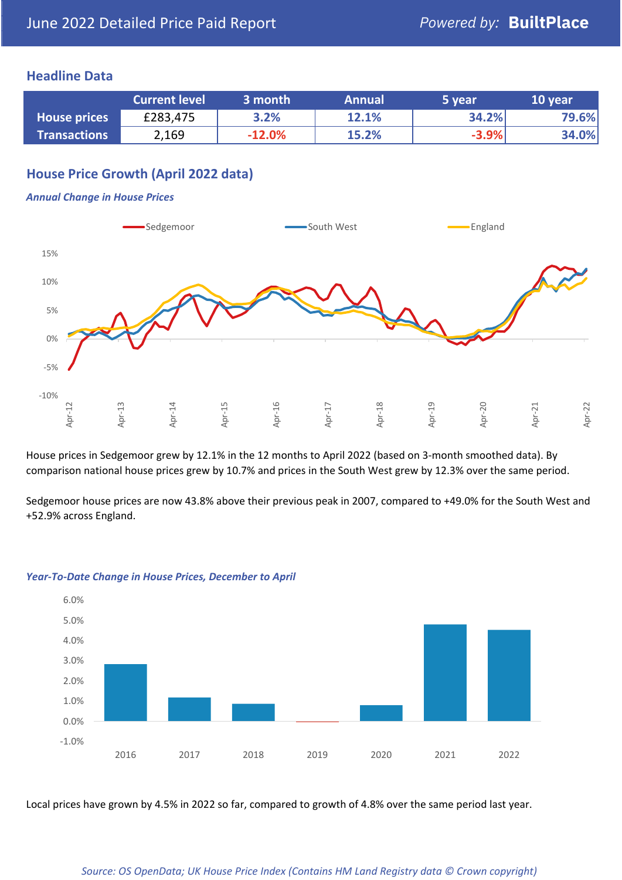## Headline Data

| | Current level | 3 month | Annual | 5 year | 10 year |
|---|---|---|---|---|---|
| **House prices** | £283,475 | 3.2% | 12.1% | 34.2% | 79.6% |
| **Transactions** | 2,169 | -12.0% | 15.2% | -3.9% | 34.0% |

## House Price Growth (April 2022 data)

### *Annual Change in House Prices*

House prices in Sedgemoor grew by 12.1% in the 12 months to April 2022 (based on 3-month smoothed data). By comparison national house prices grew by 10.7% and prices in the South West grew by 12.3% over the same period.

Sedgemoor house prices are now 43.8% above their previous peak in 2007, compared to +49.0% for the South West and +52.9% across England.

### *Year-To-Date Change in House Prices, December to April*

Local prices have grown by 4.5% in 2022 so far, compared to growth of 4.8% over the same period last year.

*Source: OS OpenData; UK House Price Index (Contains HM Land Registry data © Crown copyright)*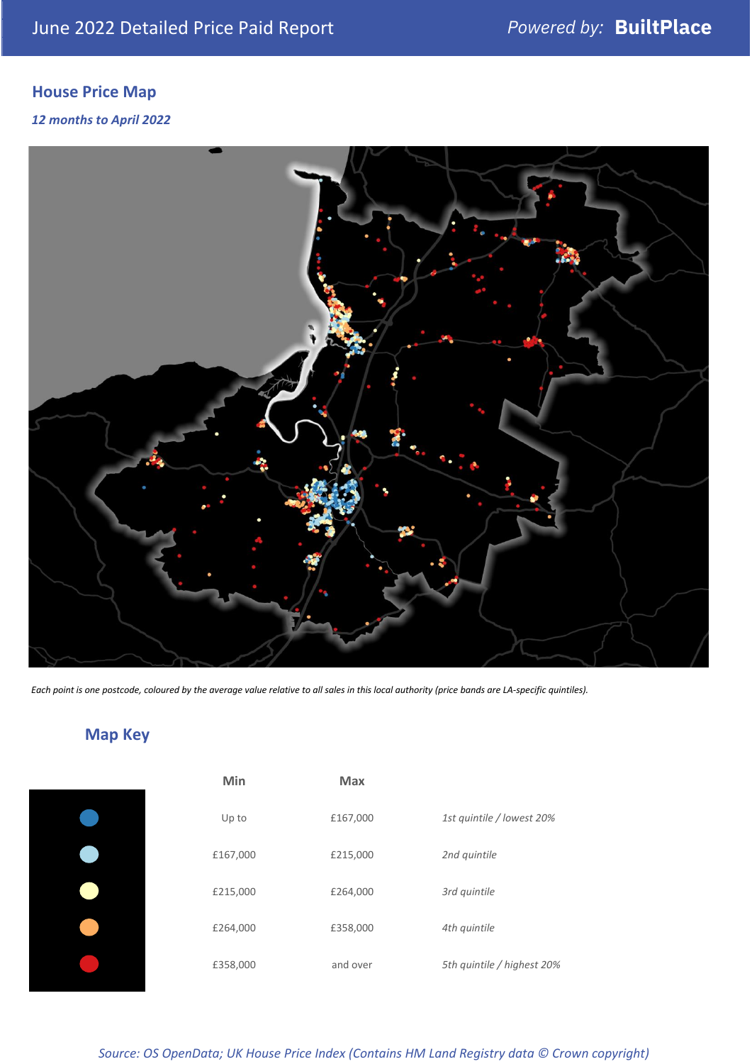June 2022 Detailed Price Paid Report — Powered by: **BuiltPlace**

## House Price Map

*12 months to April 2022*

*Each point is one postcode, coloured by the average value relative to all sales in this local authority (price bands are LA-specific quintiles).*

## Map Key

| | Min | Max | |
|---|---|---|---|
| Dark blue | Up to | £167,000 | *1st quintile / lowest 20%* |
| Light blue | £167,000 | £215,000 | *2nd quintile* |
| Pale yellow | £215,000 | £264,000 | *3rd quintile* |
| Orange | £264,000 | £358,000 | *4th quintile* |
| Red | £358,000 | and over | *5th quintile / highest 20%* |

*Source: OS OpenData; UK House Price Index (Contains HM Land Registry data © Crown copyright)*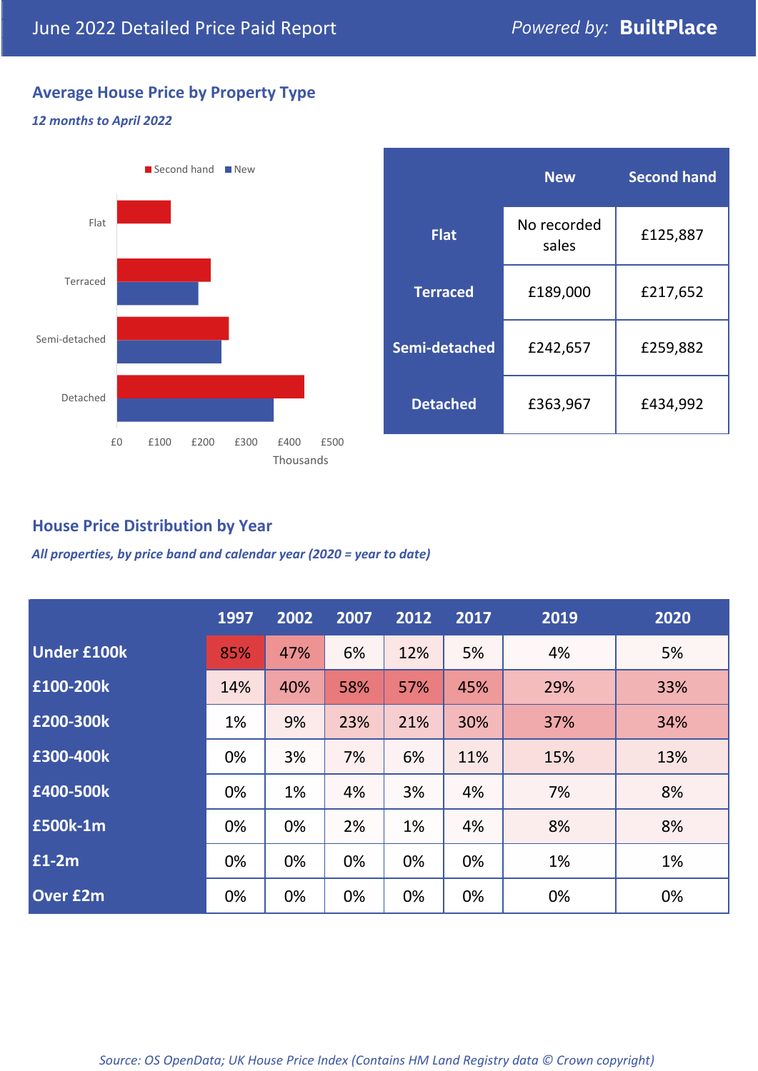June 2022 Detailed Price Paid Report

*Powered by:* **BuiltPlace**

## Average House Price by Property Type

*12 months to April 2022*

| | New | Second hand |
|---|---|---|
| **Flat** | No recorded sales | £125,887 |
| **Terraced** | £189,000 | £217,652 |
| **Semi-detached** | £242,657 | £259,882 |
| **Detached** | £363,967 | £434,992 |

## House Price Distribution by Year

*All properties, by price band and calendar year (2020 = year to date)*

| | 1997 | 2002 | 2007 | 2012 | 2017 | 2019 | 2020 |
|---|---|---|---|---|---|---|---|
| **Under £100k** | 85% | 47% | 6% | 12% | 5% | 4% | 5% |
| **£100-200k** | 14% | 40% | 58% | 57% | 45% | 29% | 33% |
| **£200-300k** | 1% | 9% | 23% | 21% | 30% | 37% | 34% |
| **£300-400k** | 0% | 3% | 7% | 6% | 11% | 15% | 13% |
| **£400-500k** | 0% | 1% | 4% | 3% | 4% | 7% | 8% |
| **£500k-1m** | 0% | 0% | 2% | 1% | 4% | 8% | 8% |
| **£1-2m** | 0% | 0% | 0% | 0% | 0% | 1% | 1% |
| **Over £2m** | 0% | 0% | 0% | 0% | 0% | 0% | 0% |

*Source: OS OpenData; UK House Price Index (Contains HM Land Registry data © Crown copyright)*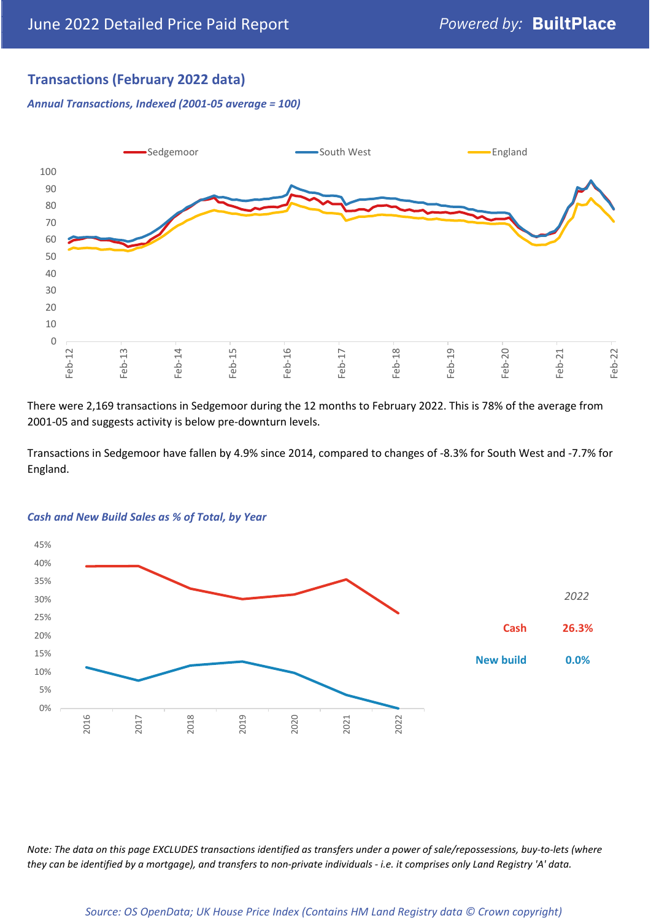## Transactions (February 2022 data)

*Annual Transactions, Indexed (2001-05 average = 100)*

There were 2,169 transactions in Sedgemoor during the 12 months to February 2022. This is 78% of the average from 2001-05 and suggests activity is below pre-downturn levels.

Transactions in Sedgemoor have fallen by 4.9% since 2014, compared to changes of -8.3% for South West and -7.7% for England.

*Cash and New Build Sales as % of Total, by Year*

| 2022 | |
|---|---|
| Cash | 26.3% |
| New build | 0.0% |

*Note: The data on this page EXCLUDES transactions identified as transfers under a power of sale/repossessions, buy-to-lets (where they can be identified by a mortgage), and transfers to non-private individuals - i.e. it comprises only Land Registry 'A' data.*

*Source: OS OpenData; UK House Price Index (Contains HM Land Registry data © Crown copyright)*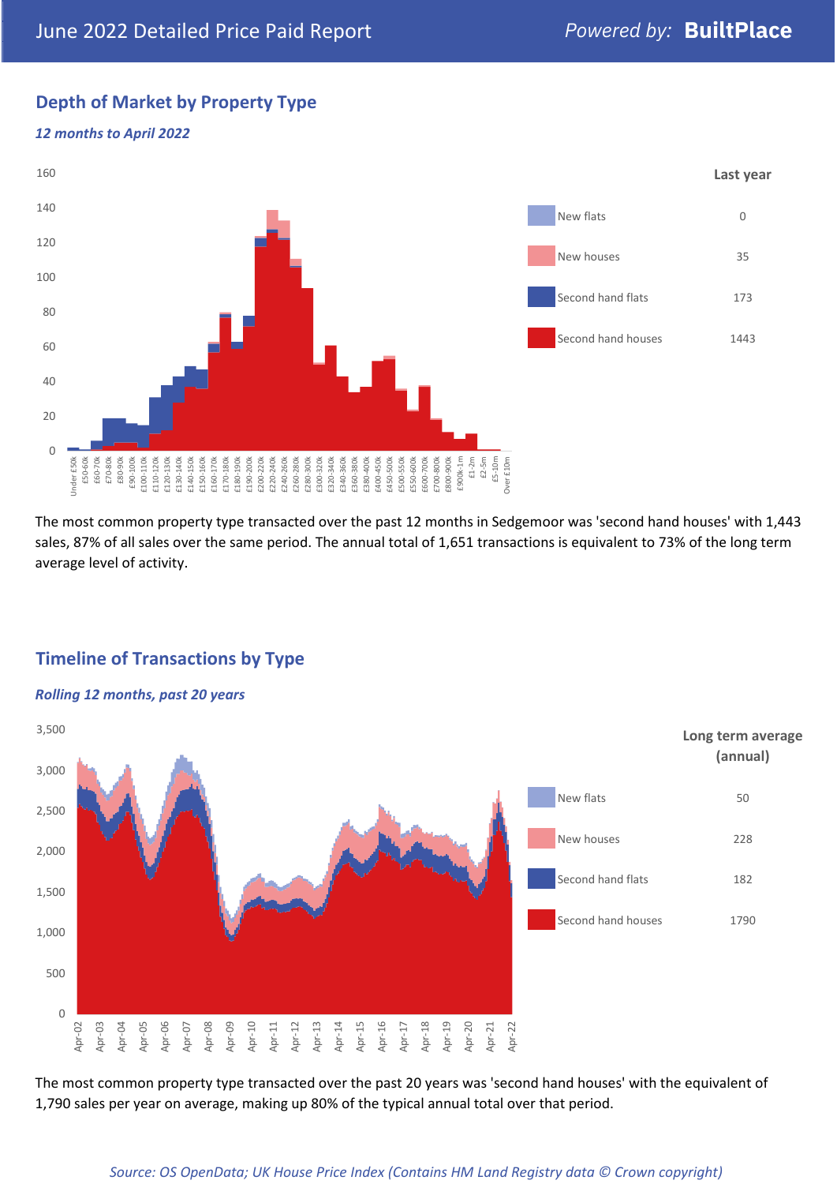June 2022 Detailed Price Paid Report

Powered by: **BuiltPlace**

## Depth of Market by Property Type

*12 months to April 2022*

160
140
120
100
80
60
40
20
0

Under £50k, £50-60k, £60-70k, £70-80k, £80-90k, £90-100k, £100-110k, £110-120k, £120-130k, £130-140k, £140-150k, £150-160k, £160-170k, £170-180k, £180-190k, £190-200k, £200-220k, £220-240k, £240-260k, £260-280k, £280-300k, £300-320k, £320-340k, £340-360k, £360-380k, £380-400k, £400-450k, £450-500k, £500-550k, £550-600k, £600-700k, £700-800k, £800-900k, £900k-1m, £1-2m, £2-5m, £5-10m, Over £10m

Last year

New flats 0
New houses 35
Second hand flats 173
Second hand houses 1443

The most common property type transacted over the past 12 months in Sedgemoor was 'second hand houses' with 1,443 sales, 87% of all sales over the same period. The annual total of 1,651 transactions is equivalent to 73% of the long term average level of activity.

## Timeline of Transactions by Type

*Rolling 12 months, past 20 years*

3,500
3,000
2,500
2,000
1,500
1,000
500
0

Apr-02, Apr-03, Apr-04, Apr-05, Apr-06, Apr-07, Apr-08, Apr-09, Apr-10, Apr-11, Apr-12, Apr-13, Apr-14, Apr-15, Apr-16, Apr-17, Apr-18, Apr-19, Apr-20, Apr-21, Apr-22

Long term average (annual)

New flats 50
New houses 228
Second hand flats 182
Second hand houses 1790

The most common property type transacted over the past 20 years was 'second hand houses' with the equivalent of 1,790 sales per year on average, making up 80% of the typical annual total over that period.

*Source: OS OpenData; UK House Price Index (Contains HM Land Registry data © Crown copyright)*